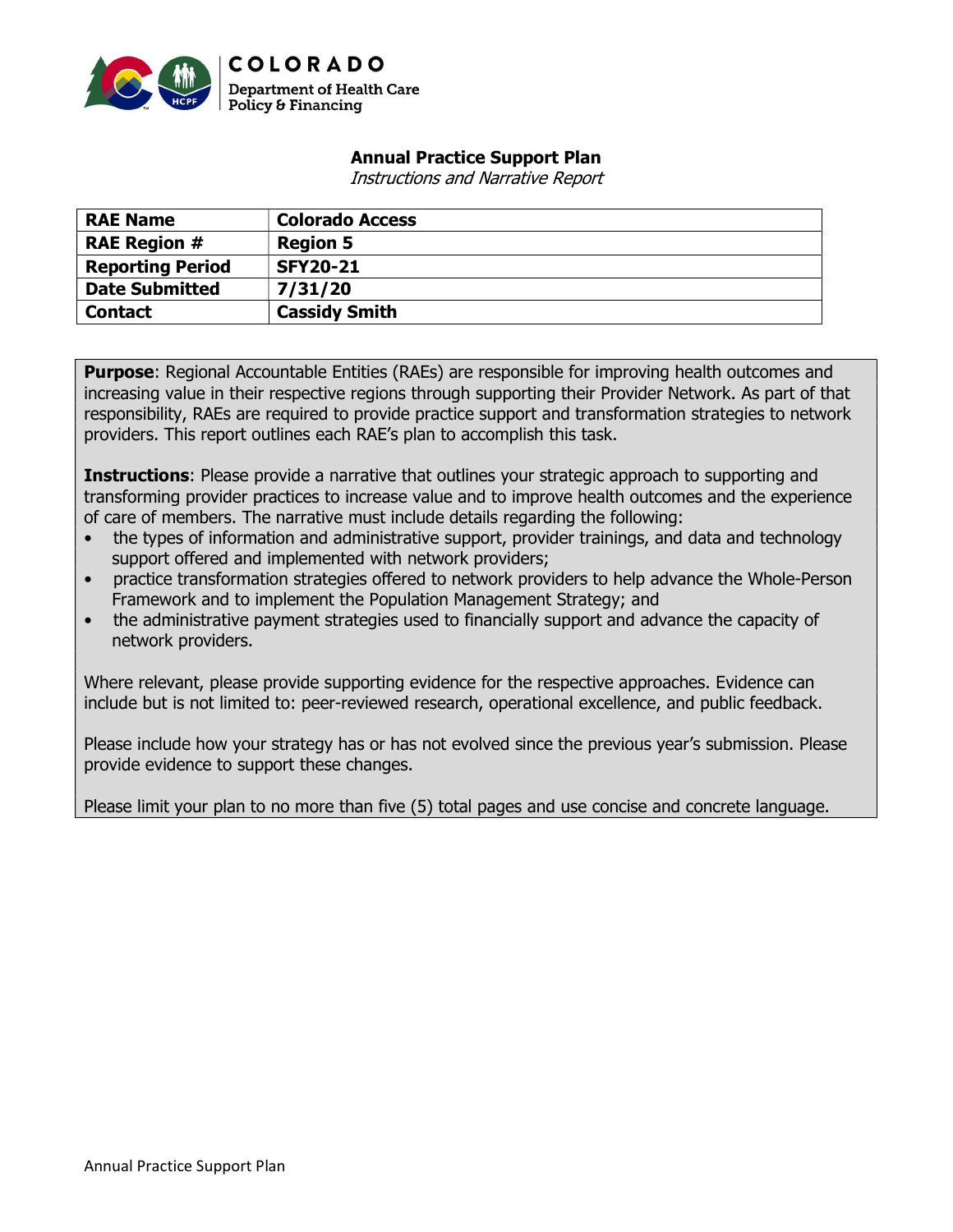COLORADO
Department of Health Care
Policy & Financing

# Annual Practice Support Plan

*Instructions and Narrative Report*

| RAE Name | Colorado Access |
|---|---|
| RAE Region # | Region 5 |
| Reporting Period | SFY20-21 |
| Date Submitted | 7/31/20 |
| Contact | Cassidy Smith |

**Purpose**: Regional Accountable Entities (RAEs) are responsible for improving health outcomes and increasing value in their respective regions through supporting their Provider Network. As part of that responsibility, RAEs are required to provide practice support and transformation strategies to network providers. This report outlines each RAE's plan to accomplish this task.

**Instructions**: Please provide a narrative that outlines your strategic approach to supporting and transforming provider practices to increase value and to improve health outcomes and the experience of care of members. The narrative must include details regarding the following:

- the types of information and administrative support, provider trainings, and data and technology support offered and implemented with network providers;
- practice transformation strategies offered to network providers to help advance the Whole-Person Framework and to implement the Population Management Strategy; and
- the administrative payment strategies used to financially support and advance the capacity of network providers.

Where relevant, please provide supporting evidence for the respective approaches. Evidence can include but is not limited to: peer-reviewed research, operational excellence, and public feedback.

Please include how your strategy has or has not evolved since the previous year's submission. Please provide evidence to support these changes.

Please limit your plan to no more than five (5) total pages and use concise and concrete language.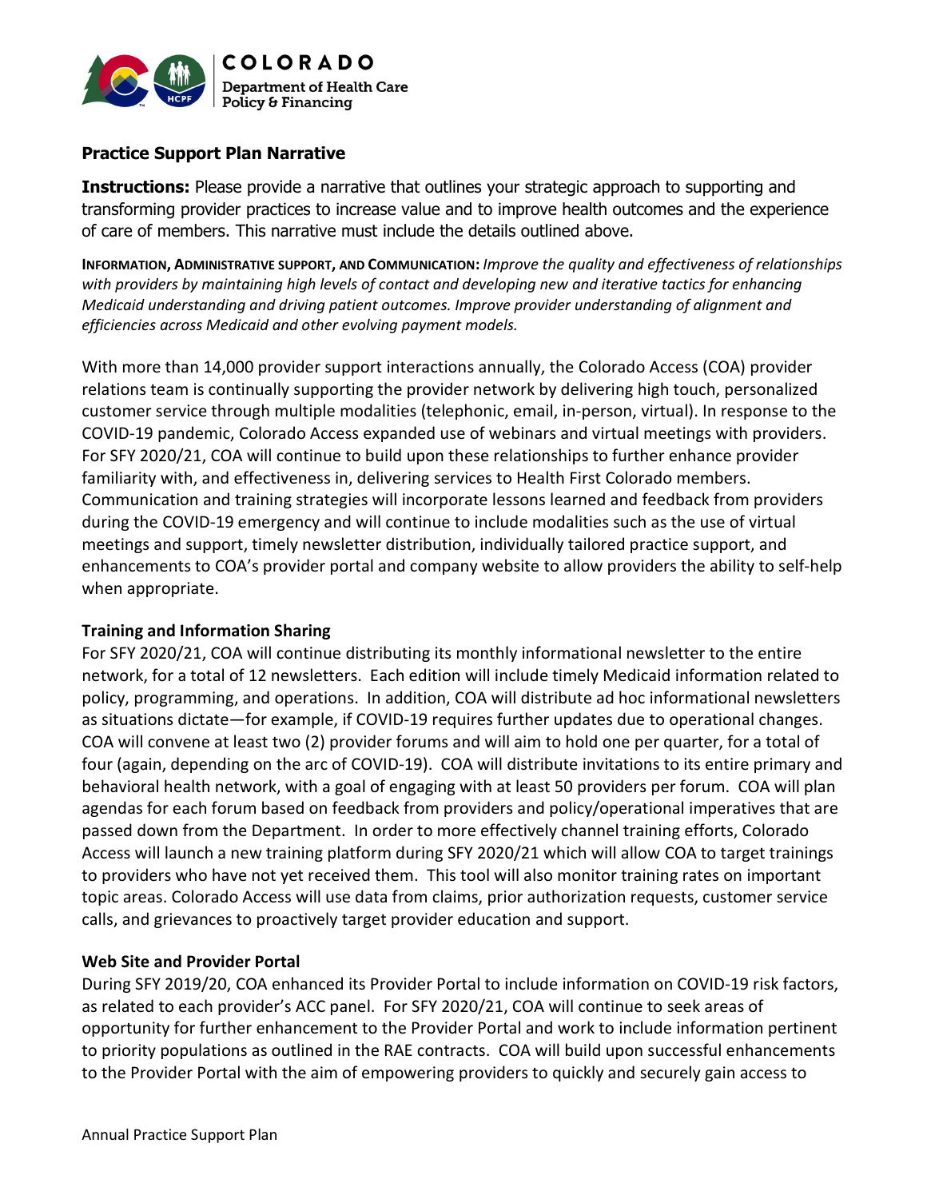## Practice Support Plan Narrative

**Instructions:** Please provide a narrative that outlines your strategic approach to supporting and transforming provider practices to increase value and to improve health outcomes and the experience of care of members. This narrative must include the details outlined above.

**INFORMATION, ADMINISTRATIVE SUPPORT, AND COMMUNICATION:** *Improve the quality and effectiveness of relationships with providers by maintaining high levels of contact and developing new and iterative tactics for enhancing Medicaid understanding and driving patient outcomes. Improve provider understanding of alignment and efficiencies across Medicaid and other evolving payment models.*

With more than 14,000 provider support interactions annually, the Colorado Access (COA) provider relations team is continually supporting the provider network by delivering high touch, personalized customer service through multiple modalities (telephonic, email, in-person, virtual). In response to the COVID-19 pandemic, Colorado Access expanded use of webinars and virtual meetings with providers. For SFY 2020/21, COA will continue to build upon these relationships to further enhance provider familiarity with, and effectiveness in, delivering services to Health First Colorado members. Communication and training strategies will incorporate lessons learned and feedback from providers during the COVID-19 emergency and will continue to include modalities such as the use of virtual meetings and support, timely newsletter distribution, individually tailored practice support, and enhancements to COA's provider portal and company website to allow providers the ability to self-help when appropriate.

**Training and Information Sharing**

For SFY 2020/21, COA will continue distributing its monthly informational newsletter to the entire network, for a total of 12 newsletters. Each edition will include timely Medicaid information related to policy, programming, and operations. In addition, COA will distribute ad hoc informational newsletters as situations dictate—for example, if COVID-19 requires further updates due to operational changes. COA will convene at least two (2) provider forums and will aim to hold one per quarter, for a total of four (again, depending on the arc of COVID-19). COA will distribute invitations to its entire primary and behavioral health network, with a goal of engaging with at least 50 providers per forum. COA will plan agendas for each forum based on feedback from providers and policy/operational imperatives that are passed down from the Department. In order to more effectively channel training efforts, Colorado Access will launch a new training platform during SFY 2020/21 which will allow COA to target trainings to providers who have not yet received them. This tool will also monitor training rates on important topic areas. Colorado Access will use data from claims, prior authorization requests, customer service calls, and grievances to proactively target provider education and support.

**Web Site and Provider Portal**

During SFY 2019/20, COA enhanced its Provider Portal to include information on COVID-19 risk factors, as related to each provider's ACC panel. For SFY 2020/21, COA will continue to seek areas of opportunity for further enhancement to the Provider Portal and work to include information pertinent to priority populations as outlined in the RAE contracts. COA will build upon successful enhancements to the Provider Portal with the aim of empowering providers to quickly and securely gain access to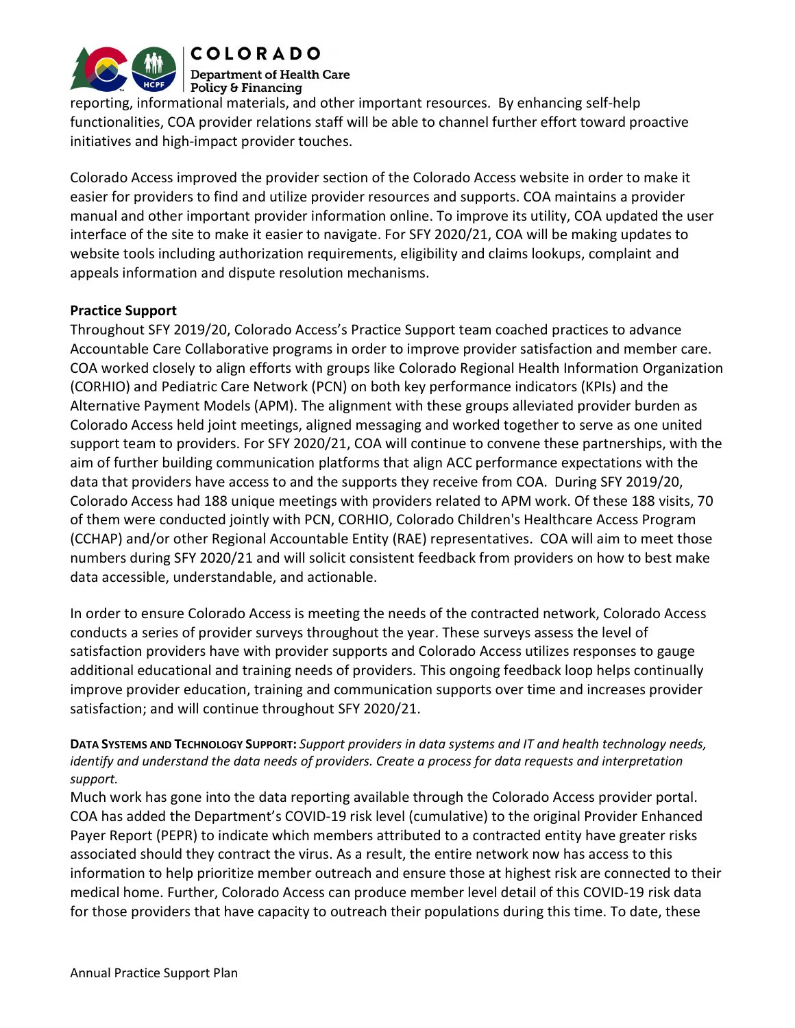reporting, informational materials, and other important resources. By enhancing self-help functionalities, COA provider relations staff will be able to channel further effort toward proactive initiatives and high-impact provider touches.

Colorado Access improved the provider section of the Colorado Access website in order to make it easier for providers to find and utilize provider resources and supports. COA maintains a provider manual and other important provider information online. To improve its utility, COA updated the user interface of the site to make it easier to navigate. For SFY 2020/21, COA will be making updates to website tools including authorization requirements, eligibility and claims lookups, complaint and appeals information and dispute resolution mechanisms.

**Practice Support**

Throughout SFY 2019/20, Colorado Access's Practice Support team coached practices to advance Accountable Care Collaborative programs in order to improve provider satisfaction and member care. COA worked closely to align efforts with groups like Colorado Regional Health Information Organization (CORHIO) and Pediatric Care Network (PCN) on both key performance indicators (KPIs) and the Alternative Payment Models (APM). The alignment with these groups alleviated provider burden as Colorado Access held joint meetings, aligned messaging and worked together to serve as one united support team to providers. For SFY 2020/21, COA will continue to convene these partnerships, with the aim of further building communication platforms that align ACC performance expectations with the data that providers have access to and the supports they receive from COA. During SFY 2019/20, Colorado Access had 188 unique meetings with providers related to APM work. Of these 188 visits, 70 of them were conducted jointly with PCN, CORHIO, Colorado Children's Healthcare Access Program (CCHAP) and/or other Regional Accountable Entity (RAE) representatives. COA will aim to meet those numbers during SFY 2020/21 and will solicit consistent feedback from providers on how to best make data accessible, understandable, and actionable.

In order to ensure Colorado Access is meeting the needs of the contracted network, Colorado Access conducts a series of provider surveys throughout the year. These surveys assess the level of satisfaction providers have with provider supports and Colorado Access utilizes responses to gauge additional educational and training needs of providers. This ongoing feedback loop helps continually improve provider education, training and communication supports over time and increases provider satisfaction; and will continue throughout SFY 2020/21.

**DATA SYSTEMS AND TECHNOLOGY SUPPORT:** *Support providers in data systems and IT and health technology needs, identify and understand the data needs of providers. Create a process for data requests and interpretation support.*

Much work has gone into the data reporting available through the Colorado Access provider portal. COA has added the Department's COVID-19 risk level (cumulative) to the original Provider Enhanced Payer Report (PEPR) to indicate which members attributed to a contracted entity have greater risks associated should they contract the virus. As a result, the entire network now has access to this information to help prioritize member outreach and ensure those at highest risk are connected to their medical home. Further, Colorado Access can produce member level detail of this COVID-19 risk data for those providers that have capacity to outreach their populations during this time. To date, these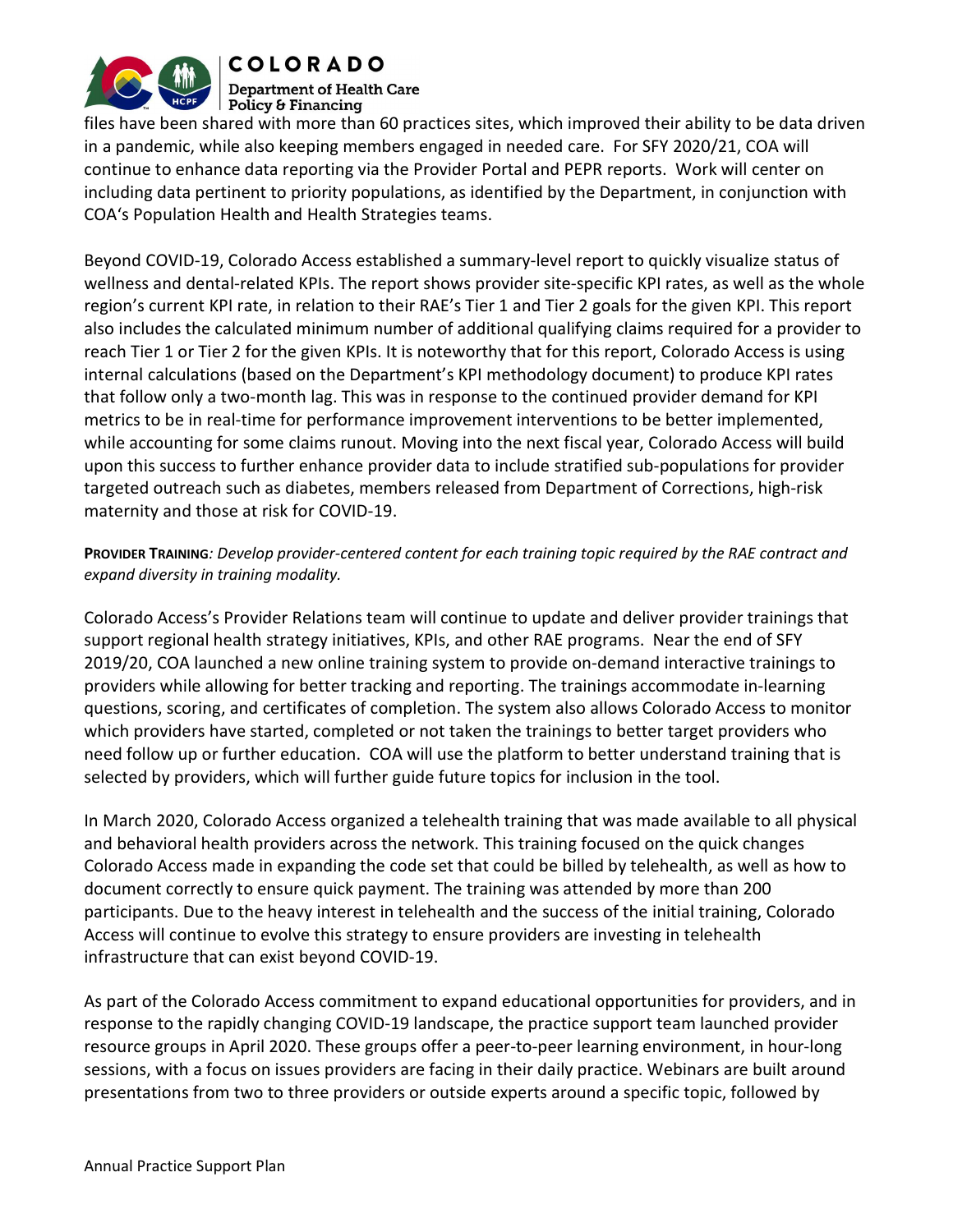files have been shared with more than 60 practices sites, which improved their ability to be data driven in a pandemic, while also keeping members engaged in needed care. For SFY 2020/21, COA will continue to enhance data reporting via the Provider Portal and PEPR reports. Work will center on including data pertinent to priority populations, as identified by the Department, in conjunction with COA's Population Health and Health Strategies teams.

Beyond COVID-19, Colorado Access established a summary-level report to quickly visualize status of wellness and dental-related KPIs. The report shows provider site-specific KPI rates, as well as the whole region's current KPI rate, in relation to their RAE's Tier 1 and Tier 2 goals for the given KPI. This report also includes the calculated minimum number of additional qualifying claims required for a provider to reach Tier 1 or Tier 2 for the given KPIs. It is noteworthy that for this report, Colorado Access is using internal calculations (based on the Department's KPI methodology document) to produce KPI rates that follow only a two-month lag. This was in response to the continued provider demand for KPI metrics to be in real-time for performance improvement interventions to be better implemented, while accounting for some claims runout. Moving into the next fiscal year, Colorado Access will build upon this success to further enhance provider data to include stratified sub-populations for provider targeted outreach such as diabetes, members released from Department of Corrections, high-risk maternity and those at risk for COVID-19.

**PROVIDER TRAINING**: *Develop provider-centered content for each training topic required by the RAE contract and expand diversity in training modality.*

Colorado Access's Provider Relations team will continue to update and deliver provider trainings that support regional health strategy initiatives, KPIs, and other RAE programs. Near the end of SFY 2019/20, COA launched a new online training system to provide on-demand interactive trainings to providers while allowing for better tracking and reporting. The trainings accommodate in-learning questions, scoring, and certificates of completion. The system also allows Colorado Access to monitor which providers have started, completed or not taken the trainings to better target providers who need follow up or further education. COA will use the platform to better understand training that is selected by providers, which will further guide future topics for inclusion in the tool.

In March 2020, Colorado Access organized a telehealth training that was made available to all physical and behavioral health providers across the network. This training focused on the quick changes Colorado Access made in expanding the code set that could be billed by telehealth, as well as how to document correctly to ensure quick payment. The training was attended by more than 200 participants. Due to the heavy interest in telehealth and the success of the initial training, Colorado Access will continue to evolve this strategy to ensure providers are investing in telehealth infrastructure that can exist beyond COVID-19.

As part of the Colorado Access commitment to expand educational opportunities for providers, and in response to the rapidly changing COVID-19 landscape, the practice support team launched provider resource groups in April 2020. These groups offer a peer-to-peer learning environment, in hour-long sessions, with a focus on issues providers are facing in their daily practice. Webinars are built around presentations from two to three providers or outside experts around a specific topic, followed by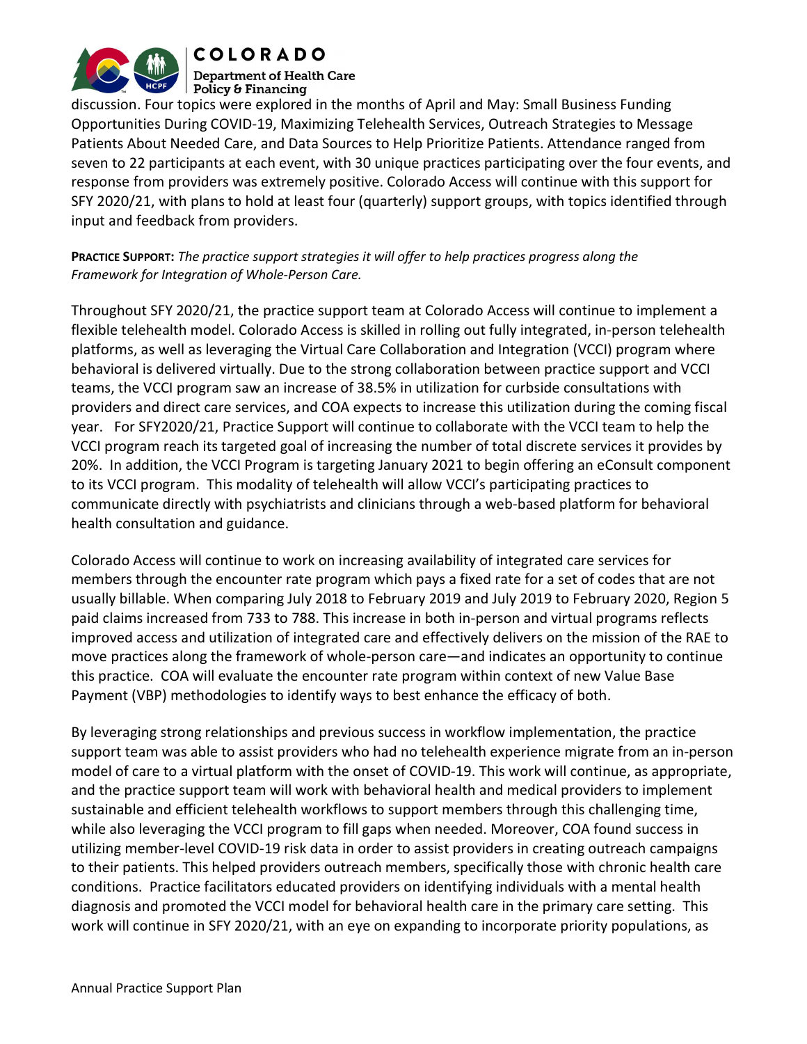discussion. Four topics were explored in the months of April and May: Small Business Funding Opportunities During COVID-19, Maximizing Telehealth Services, Outreach Strategies to Message Patients About Needed Care, and Data Sources to Help Prioritize Patients. Attendance ranged from seven to 22 participants at each event, with 30 unique practices participating over the four events, and response from providers was extremely positive. Colorado Access will continue with this support for SFY 2020/21, with plans to hold at least four (quarterly) support groups, with topics identified through input and feedback from providers.

**PRACTICE SUPPORT:** *The practice support strategies it will offer to help practices progress along the Framework for Integration of Whole-Person Care.*

Throughout SFY 2020/21, the practice support team at Colorado Access will continue to implement a flexible telehealth model. Colorado Access is skilled in rolling out fully integrated, in-person telehealth platforms, as well as leveraging the Virtual Care Collaboration and Integration (VCCI) program where behavioral is delivered virtually. Due to the strong collaboration between practice support and VCCI teams, the VCCI program saw an increase of 38.5% in utilization for curbside consultations with providers and direct care services, and COA expects to increase this utilization during the coming fiscal year. For SFY2020/21, Practice Support will continue to collaborate with the VCCI team to help the VCCI program reach its targeted goal of increasing the number of total discrete services it provides by 20%. In addition, the VCCI Program is targeting January 2021 to begin offering an eConsult component to its VCCI program. This modality of telehealth will allow VCCI's participating practices to communicate directly with psychiatrists and clinicians through a web-based platform for behavioral health consultation and guidance.

Colorado Access will continue to work on increasing availability of integrated care services for members through the encounter rate program which pays a fixed rate for a set of codes that are not usually billable. When comparing July 2018 to February 2019 and July 2019 to February 2020, Region 5 paid claims increased from 733 to 788. This increase in both in-person and virtual programs reflects improved access and utilization of integrated care and effectively delivers on the mission of the RAE to move practices along the framework of whole-person care—and indicates an opportunity to continue this practice. COA will evaluate the encounter rate program within context of new Value Base Payment (VBP) methodologies to identify ways to best enhance the efficacy of both.

By leveraging strong relationships and previous success in workflow implementation, the practice support team was able to assist providers who had no telehealth experience migrate from an in-person model of care to a virtual platform with the onset of COVID-19. This work will continue, as appropriate, and the practice support team will work with behavioral health and medical providers to implement sustainable and efficient telehealth workflows to support members through this challenging time, while also leveraging the VCCI program to fill gaps when needed. Moreover, COA found success in utilizing member-level COVID-19 risk data in order to assist providers in creating outreach campaigns to their patients. This helped providers outreach members, specifically those with chronic health care conditions. Practice facilitators educated providers on identifying individuals with a mental health diagnosis and promoted the VCCI model for behavioral health care in the primary care setting. This work will continue in SFY 2020/21, with an eye on expanding to incorporate priority populations, as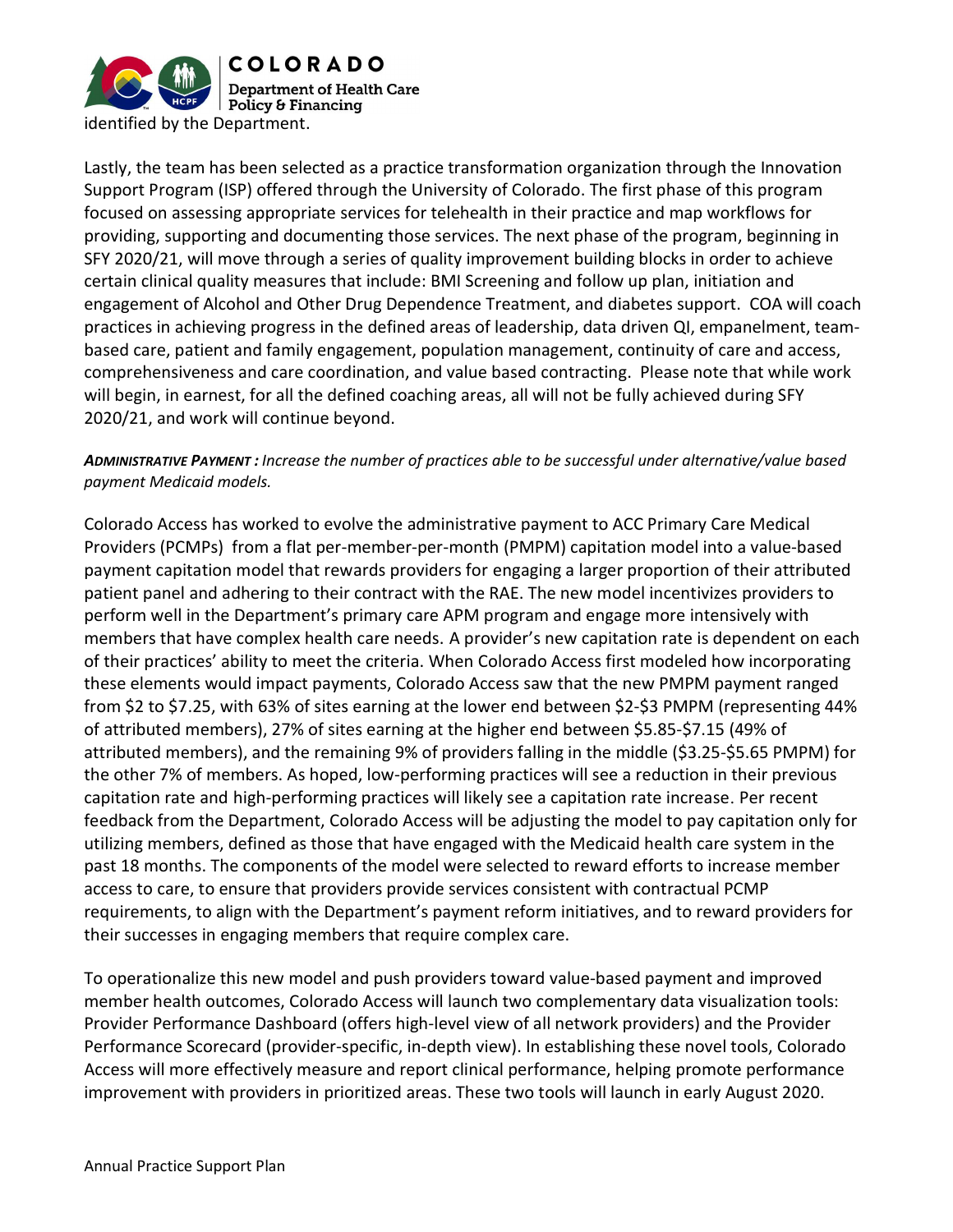identified by the Department.

Lastly, the team has been selected as a practice transformation organization through the Innovation Support Program (ISP) offered through the University of Colorado. The first phase of this program focused on assessing appropriate services for telehealth in their practice and map workflows for providing, supporting and documenting those services. The next phase of the program, beginning in SFY 2020/21, will move through a series of quality improvement building blocks in order to achieve certain clinical quality measures that include: BMI Screening and follow up plan, initiation and engagement of Alcohol and Other Drug Dependence Treatment, and diabetes support. COA will coach practices in achieving progress in the defined areas of leadership, data driven QI, empanelment, team-based care, patient and family engagement, population management, continuity of care and access, comprehensiveness and care coordination, and value based contracting. Please note that while work will begin, in earnest, for all the defined coaching areas, all will not be fully achieved during SFY 2020/21, and work will continue beyond.

***ADMINISTRATIVE PAYMENT :*** *Increase the number of practices able to be successful under alternative/value based payment Medicaid models.*

Colorado Access has worked to evolve the administrative payment to ACC Primary Care Medical Providers (PCMPs) from a flat per-member-per-month (PMPM) capitation model into a value-based payment capitation model that rewards providers for engaging a larger proportion of their attributed patient panel and adhering to their contract with the RAE. The new model incentivizes providers to perform well in the Department's primary care APM program and engage more intensively with members that have complex health care needs. A provider's new capitation rate is dependent on each of their practices' ability to meet the criteria. When Colorado Access first modeled how incorporating these elements would impact payments, Colorado Access saw that the new PMPM payment ranged from \$2 to \$7.25, with 63% of sites earning at the lower end between \$2-\$3 PMPM (representing 44% of attributed members), 27% of sites earning at the higher end between \$5.85-\$7.15 (49% of attributed members), and the remaining 9% of providers falling in the middle (\$3.25-\$5.65 PMPM) for the other 7% of members. As hoped, low-performing practices will see a reduction in their previous capitation rate and high-performing practices will likely see a capitation rate increase. Per recent feedback from the Department, Colorado Access will be adjusting the model to pay capitation only for utilizing members, defined as those that have engaged with the Medicaid health care system in the past 18 months. The components of the model were selected to reward efforts to increase member access to care, to ensure that providers provide services consistent with contractual PCMP requirements, to align with the Department's payment reform initiatives, and to reward providers for their successes in engaging members that require complex care.

To operationalize this new model and push providers toward value-based payment and improved member health outcomes, Colorado Access will launch two complementary data visualization tools: Provider Performance Dashboard (offers high-level view of all network providers) and the Provider Performance Scorecard (provider-specific, in-depth view). In establishing these novel tools, Colorado Access will more effectively measure and report clinical performance, helping promote performance improvement with providers in prioritized areas. These two tools will launch in early August 2020.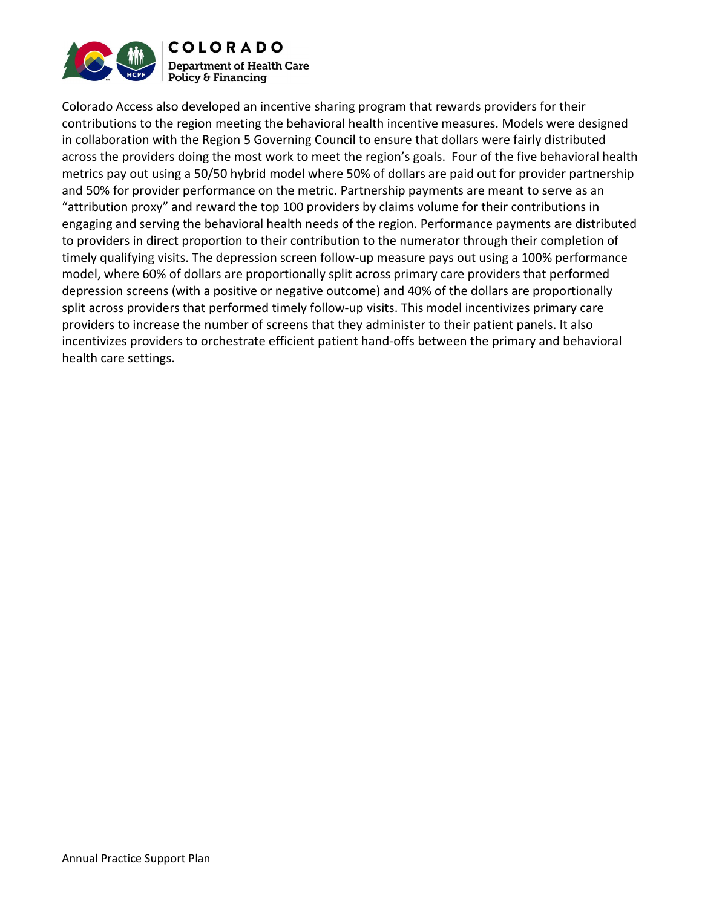Colorado Access also developed an incentive sharing program that rewards providers for their contributions to the region meeting the behavioral health incentive measures. Models were designed in collaboration with the Region 5 Governing Council to ensure that dollars were fairly distributed across the providers doing the most work to meet the region's goals. Four of the five behavioral health metrics pay out using a 50/50 hybrid model where 50% of dollars are paid out for provider partnership and 50% for provider performance on the metric. Partnership payments are meant to serve as an "attribution proxy" and reward the top 100 providers by claims volume for their contributions in engaging and serving the behavioral health needs of the region. Performance payments are distributed to providers in direct proportion to their contribution to the numerator through their completion of timely qualifying visits. The depression screen follow-up measure pays out using a 100% performance model, where 60% of dollars are proportionally split across primary care providers that performed depression screens (with a positive or negative outcome) and 40% of the dollars are proportionally split across providers that performed timely follow-up visits. This model incentivizes primary care providers to increase the number of screens that they administer to their patient panels. It also incentivizes providers to orchestrate efficient patient hand-offs between the primary and behavioral health care settings.